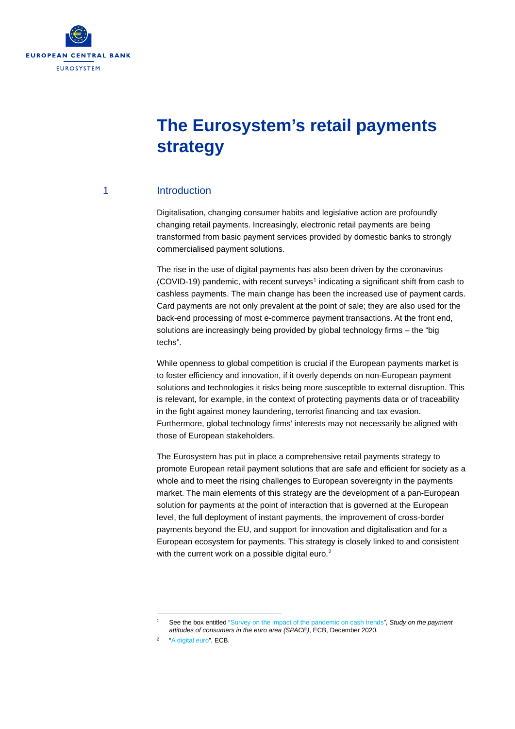# The Eurosystem's retail payments strategy

## 1 Introduction

Digitalisation, changing consumer habits and legislative action are profoundly changing retail payments. Increasingly, electronic retail payments are being transformed from basic payment services provided by domestic banks to strongly commercialised payment solutions.

The rise in the use of digital payments has also been driven by the coronavirus (COVID-19) pandemic, with recent surveys[1] indicating a significant shift from cash to cashless payments. The main change has been the increased use of payment cards. Card payments are not only prevalent at the point of sale; they are also used for the back-end processing of most e-commerce payment transactions. At the front end, solutions are increasingly being provided by global technology firms – the "big techs".

While openness to global competition is crucial if the European payments market is to foster efficiency and innovation, if it overly depends on non-European payment solutions and technologies it risks being more susceptible to external disruption. This is relevant, for example, in the context of protecting payments data or of traceability in the fight against money laundering, terrorist financing and tax evasion. Furthermore, global technology firms' interests may not necessarily be aligned with those of European stakeholders.

The Eurosystem has put in place a comprehensive retail payments strategy to promote European retail payment solutions that are safe and efficient for society as a whole and to meet the rising challenges to European sovereignty in the payments market. The main elements of this strategy are the development of a pan-European solution for payments at the point of interaction that is governed at the European level, the full deployment of instant payments, the improvement of cross-border payments beyond the EU, and support for innovation and digitalisation and for a European ecosystem for payments. This strategy is closely linked to and consistent with the current work on a possible digital euro.[2]

---

[1] See the box entitled "Survey on the impact of the pandemic on cash trends", *Study on the payment attitudes of consumers in the euro area (SPACE)*, ECB, December 2020.

[2] "A digital euro", ECB.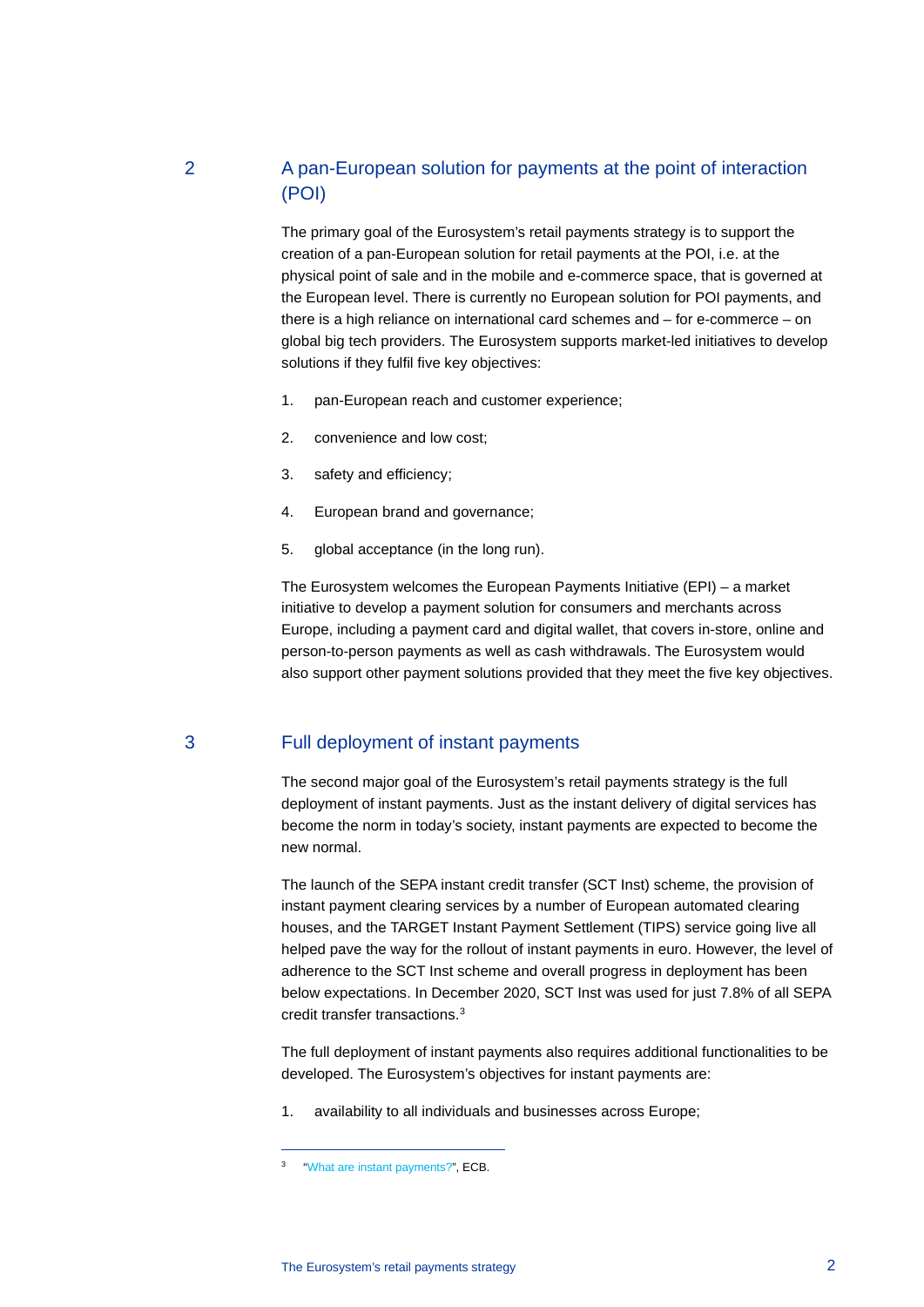## 2 A pan-European solution for payments at the point of interaction (POI)

The primary goal of the Eurosystem's retail payments strategy is to support the creation of a pan-European solution for retail payments at the POI, i.e. at the physical point of sale and in the mobile and e-commerce space, that is governed at the European level. There is currently no European solution for POI payments, and there is a high reliance on international card schemes and – for e-commerce – on global big tech providers. The Eurosystem supports market-led initiatives to develop solutions if they fulfil five key objectives:

1. pan-European reach and customer experience;
2. convenience and low cost;
3. safety and efficiency;
4. European brand and governance;
5. global acceptance (in the long run).

The Eurosystem welcomes the European Payments Initiative (EPI) – a market initiative to develop a payment solution for consumers and merchants across Europe, including a payment card and digital wallet, that covers in-store, online and person-to-person payments as well as cash withdrawals. The Eurosystem would also support other payment solutions provided that they meet the five key objectives.

## 3 Full deployment of instant payments

The second major goal of the Eurosystem's retail payments strategy is the full deployment of instant payments. Just as the instant delivery of digital services has become the norm in today's society, instant payments are expected to become the new normal.

The launch of the SEPA instant credit transfer (SCT Inst) scheme, the provision of instant payment clearing services by a number of European automated clearing houses, and the TARGET Instant Payment Settlement (TIPS) service going live all helped pave the way for the rollout of instant payments in euro. However, the level of adherence to the SCT Inst scheme and overall progress in deployment has been below expectations. In December 2020, SCT Inst was used for just 7.8% of all SEPA credit transfer transactions.[3]

The full deployment of instant payments also requires additional functionalities to be developed. The Eurosystem's objectives for instant payments are:

1. availability to all individuals and businesses across Europe;

[3] "What are instant payments?", ECB.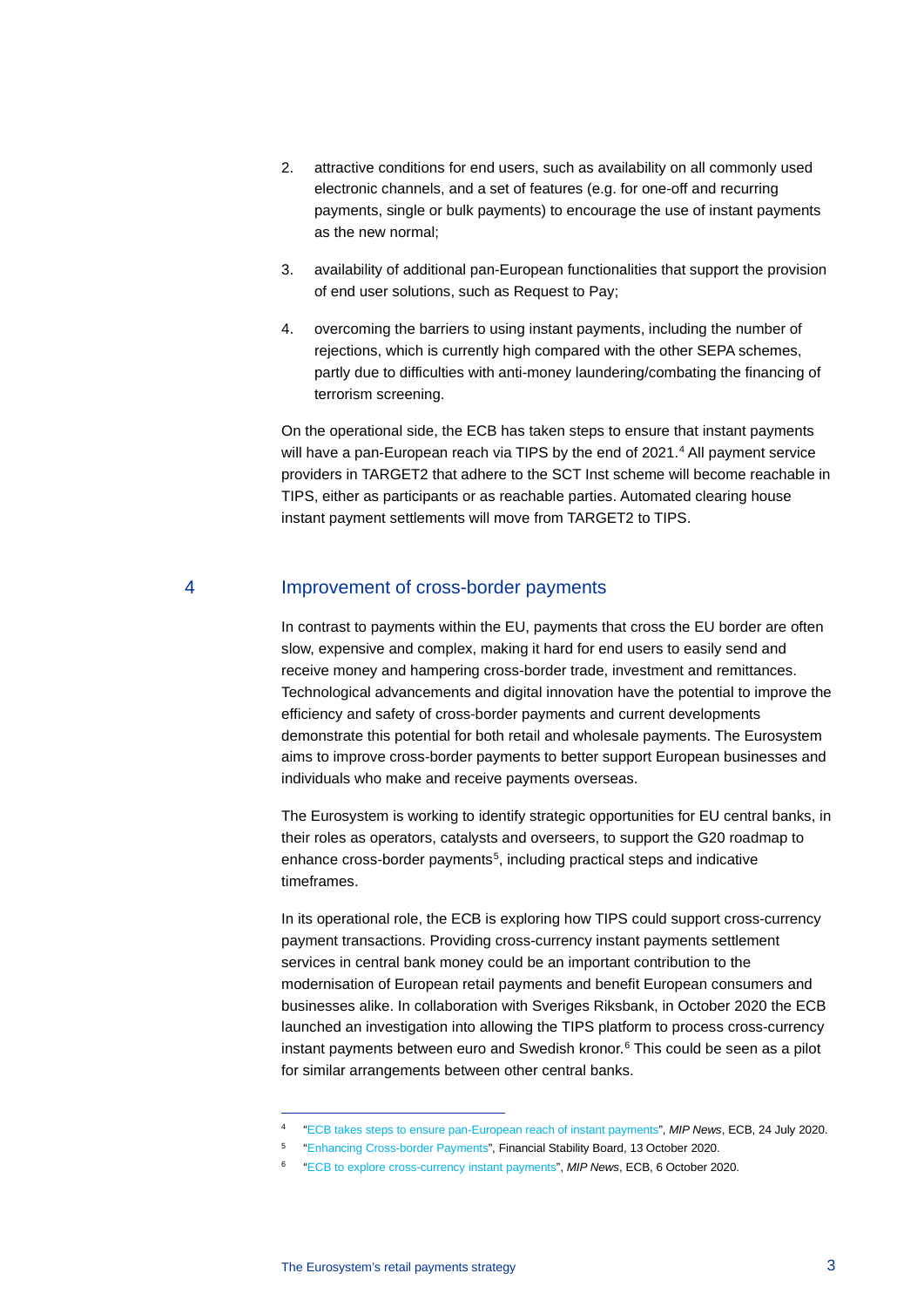2. attractive conditions for end users, such as availability on all commonly used electronic channels, and a set of features (e.g. for one-off and recurring payments, single or bulk payments) to encourage the use of instant payments as the new normal;

3. availability of additional pan-European functionalities that support the provision of end user solutions, such as Request to Pay;

4. overcoming the barriers to using instant payments, including the number of rejections, which is currently high compared with the other SEPA schemes, partly due to difficulties with anti-money laundering/combating the financing of terrorism screening.

On the operational side, the ECB has taken steps to ensure that instant payments will have a pan-European reach via TIPS by the end of 2021.[4] All payment service providers in TARGET2 that adhere to the SCT Inst scheme will become reachable in TIPS, either as participants or as reachable parties. Automated clearing house instant payment settlements will move from TARGET2 to TIPS.

## 4 Improvement of cross-border payments

In contrast to payments within the EU, payments that cross the EU border are often slow, expensive and complex, making it hard for end users to easily send and receive money and hampering cross-border trade, investment and remittances. Technological advancements and digital innovation have the potential to improve the efficiency and safety of cross-border payments and current developments demonstrate this potential for both retail and wholesale payments. The Eurosystem aims to improve cross-border payments to better support European businesses and individuals who make and receive payments overseas.

The Eurosystem is working to identify strategic opportunities for EU central banks, in their roles as operators, catalysts and overseers, to support the G20 roadmap to enhance cross-border payments[5], including practical steps and indicative timeframes.

In its operational role, the ECB is exploring how TIPS could support cross-currency payment transactions. Providing cross-currency instant payments settlement services in central bank money could be an important contribution to the modernisation of European retail payments and benefit European consumers and businesses alike. In collaboration with Sveriges Riksbank, in October 2020 the ECB launched an investigation into allowing the TIPS platform to process cross-currency instant payments between euro and Swedish kronor.[6] This could be seen as a pilot for similar arrangements between other central banks.

---

[4] "ECB takes steps to ensure pan-European reach of instant payments", *MIP News*, ECB, 24 July 2020.

[5] "Enhancing Cross-border Payments", Financial Stability Board, 13 October 2020.

[6] "ECB to explore cross-currency instant payments", *MIP News*, ECB, 6 October 2020.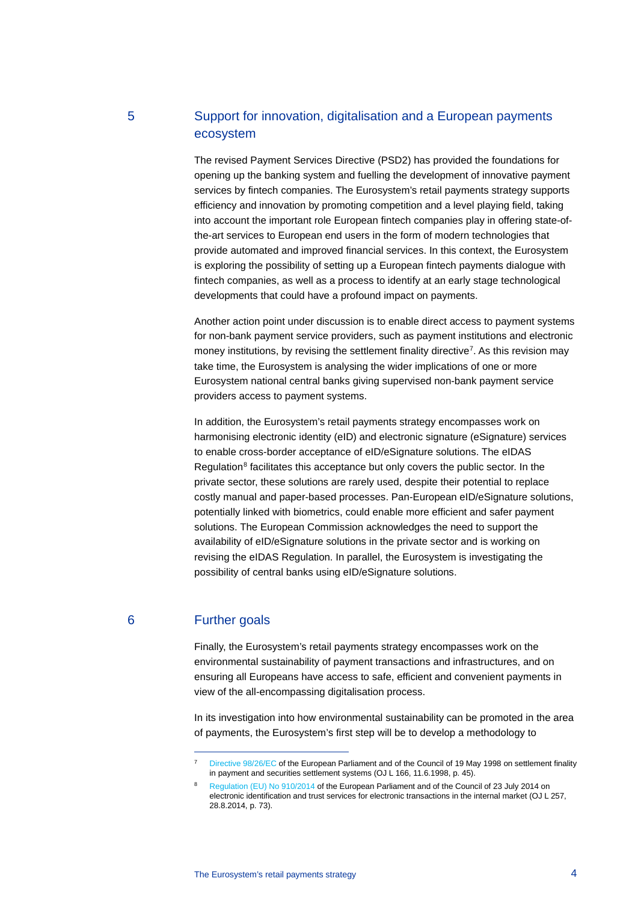## 5 Support for innovation, digitalisation and a European payments ecosystem

The revised Payment Services Directive (PSD2) has provided the foundations for opening up the banking system and fuelling the development of innovative payment services by fintech companies. The Eurosystem's retail payments strategy supports efficiency and innovation by promoting competition and a level playing field, taking into account the important role European fintech companies play in offering state-of-the-art services to European end users in the form of modern technologies that provide automated and improved financial services. In this context, the Eurosystem is exploring the possibility of setting up a European fintech payments dialogue with fintech companies, as well as a process to identify at an early stage technological developments that could have a profound impact on payments.

Another action point under discussion is to enable direct access to payment systems for non-bank payment service providers, such as payment institutions and electronic money institutions, by revising the settlement finality directive[7]. As this revision may take time, the Eurosystem is analysing the wider implications of one or more Eurosystem national central banks giving supervised non-bank payment service providers access to payment systems.

In addition, the Eurosystem's retail payments strategy encompasses work on harmonising electronic identity (eID) and electronic signature (eSignature) services to enable cross-border acceptance of eID/eSignature solutions. The eIDAS Regulation[8] facilitates this acceptance but only covers the public sector. In the private sector, these solutions are rarely used, despite their potential to replace costly manual and paper-based processes. Pan-European eID/eSignature solutions, potentially linked with biometrics, could enable more efficient and safer payment solutions. The European Commission acknowledges the need to support the availability of eID/eSignature solutions in the private sector and is working on revising the eIDAS Regulation. In parallel, the Eurosystem is investigating the possibility of central banks using eID/eSignature solutions.

## 6 Further goals

Finally, the Eurosystem's retail payments strategy encompasses work on the environmental sustainability of payment transactions and infrastructures, and on ensuring all Europeans have access to safe, efficient and convenient payments in view of the all-encompassing digitalisation process.

In its investigation into how environmental sustainability can be promoted in the area of payments, the Eurosystem's first step will be to develop a methodology to

---

[7] Directive 98/26/EC of the European Parliament and of the Council of 19 May 1998 on settlement finality in payment and securities settlement systems (OJ L 166, 11.6.1998, p. 45).

[8] Regulation (EU) No 910/2014 of the European Parliament and of the Council of 23 July 2014 on electronic identification and trust services for electronic transactions in the internal market (OJ L 257, 28.8.2014, p. 73).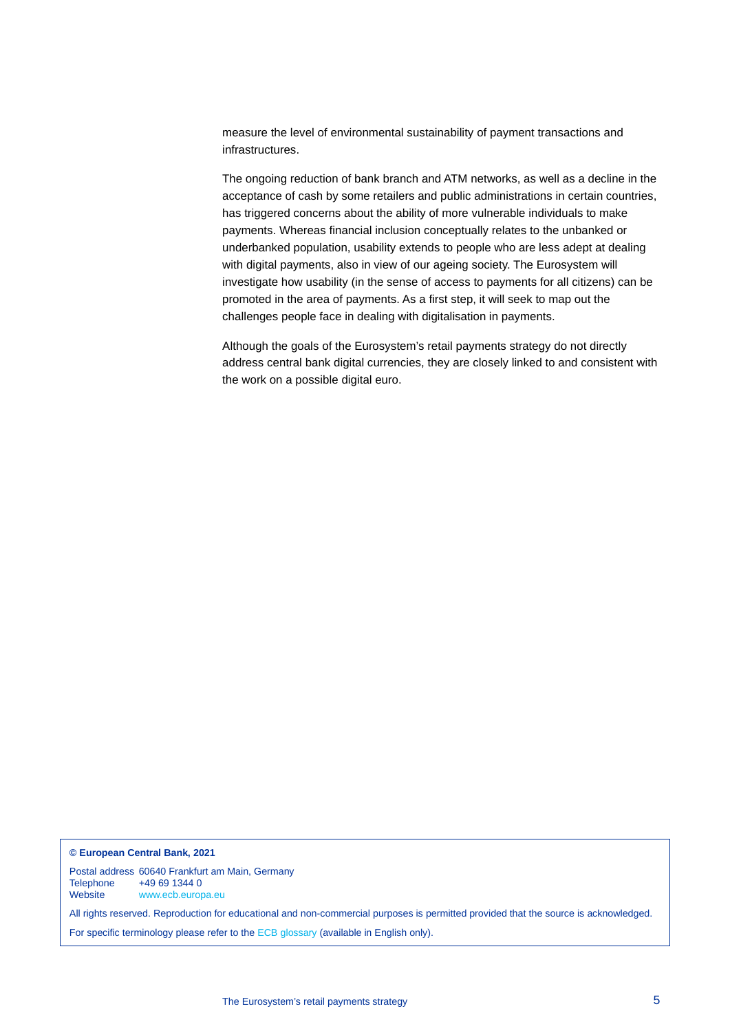measure the level of environmental sustainability of payment transactions and infrastructures.

The ongoing reduction of bank branch and ATM networks, as well as a decline in the acceptance of cash by some retailers and public administrations in certain countries, has triggered concerns about the ability of more vulnerable individuals to make payments. Whereas financial inclusion conceptually relates to the unbanked or underbanked population, usability extends to people who are less adept at dealing with digital payments, also in view of our ageing society. The Eurosystem will investigate how usability (in the sense of access to payments for all citizens) can be promoted in the area of payments. As a first step, it will seek to map out the challenges people face in dealing with digitalisation in payments.

Although the goals of the Eurosystem's retail payments strategy do not directly address central bank digital currencies, they are closely linked to and consistent with the work on a possible digital euro.

**© European Central Bank, 2021**

Postal address 60640 Frankfurt am Main, Germany
Telephone +49 69 1344 0
Website www.ecb.europa.eu

All rights reserved. Reproduction for educational and non-commercial purposes is permitted provided that the source is acknowledged.

For specific terminology please refer to the ECB glossary (available in English only).